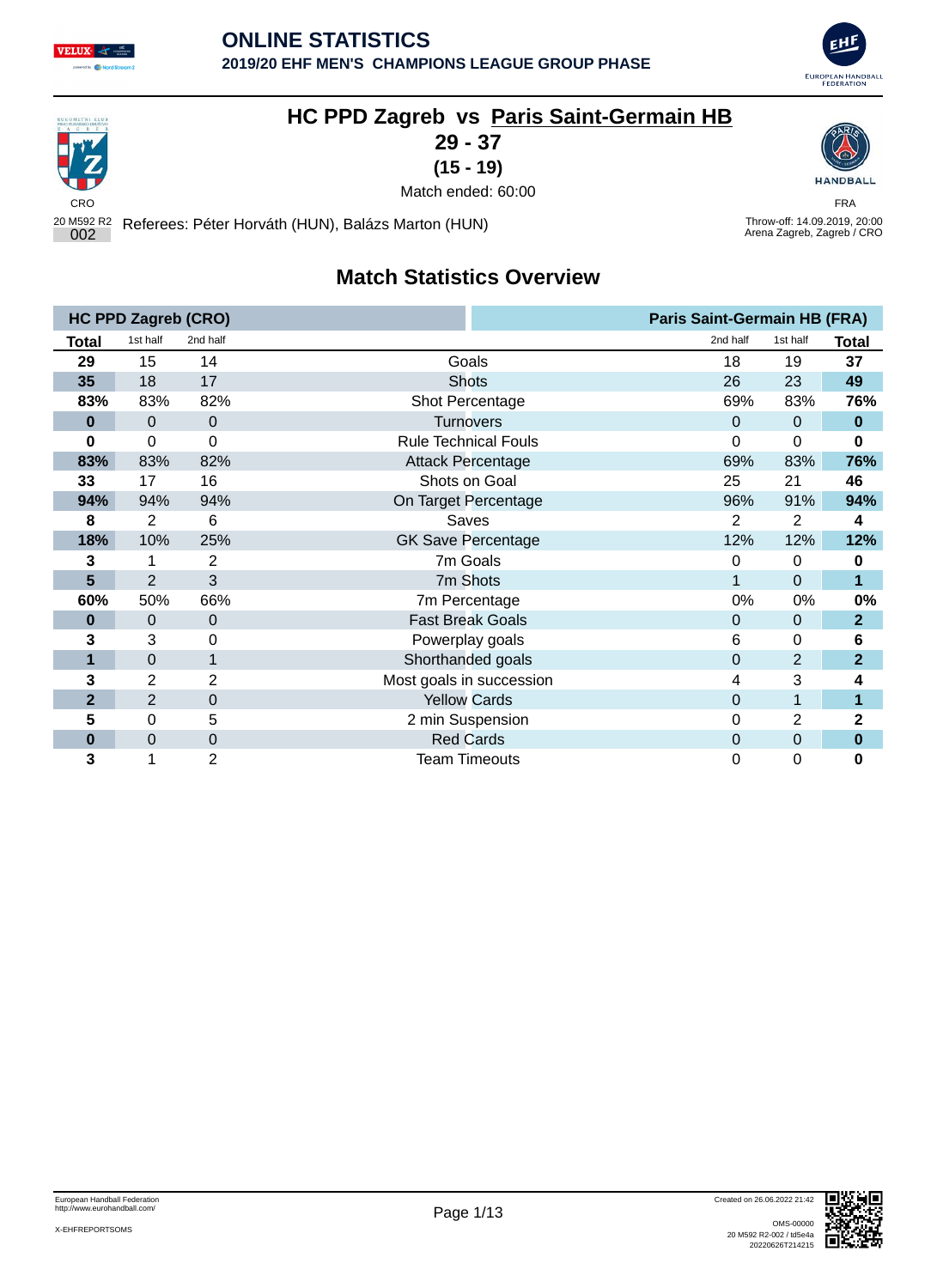# ONLINE STATISTICS

## 2019/20 EHF MEN'S CHAMPIONS LEAGUE GROUP PHASE

## HC PPD Zagreb vs Paris Saint-Germain HB

**29 - 37**

**(15 - 19)**

Match ended: 60:00

CRO | FRA

20 M592 R2 002

Referees: Péter Horváth (HUN), Balázs Marton (HUN)

Throw-off: 14.09.2019, 20:00
Arena Zagreb, Zagreb / CRO

## Match Statistics Overview

| HC PPD Zagreb (CRO) | | | | Paris Saint-Germain HB (FRA) | | |
|---|---|---|---|---|---|---|
| **Total** | 1st half | 2nd half | | 2nd half | 1st half | **Total** |
| **29** | 15 | 14 | Goals | 18 | 19 | **37** |
| **35** | 18 | 17 | Shots | 26 | 23 | **49** |
| **83%** | 83% | 82% | Shot Percentage | 69% | 83% | **76%** |
| **0** | 0 | 0 | Turnovers | 0 | 0 | **0** |
| **0** | 0 | 0 | Rule Technical Fouls | 0 | 0 | **0** |
| **83%** | 83% | 82% | Attack Percentage | 69% | 83% | **76%** |
| **33** | 17 | 16 | Shots on Goal | 25 | 21 | **46** |
| **94%** | 94% | 94% | On Target Percentage | 96% | 91% | **94%** |
| **8** | 2 | 6 | Saves | 2 | 2 | **4** |
| **18%** | 10% | 25% | GK Save Percentage | 12% | 12% | **12%** |
| **3** | 1 | 2 | 7m Goals | 0 | 0 | **0** |
| **5** | 2 | 3 | 7m Shots | 1 | 0 | **1** |
| **60%** | 50% | 66% | 7m Percentage | 0% | 0% | **0%** |
| **0** | 0 | 0 | Fast Break Goals | 0 | 0 | **2** |
| **3** | 3 | 0 | Powerplay goals | 6 | 0 | **6** |
| **1** | 0 | 1 | Shorthanded goals | 0 | 2 | **2** |
| **3** | 2 | 2 | Most goals in succession | 4 | 3 | **4** |
| **2** | 2 | 0 | Yellow Cards | 0 | 1 | **1** |
| **5** | 0 | 5 | 2 min Suspension | 0 | 2 | **2** |
| **0** | 0 | 0 | Red Cards | 0 | 0 | **0** |
| **3** | 1 | 2 | Team Timeouts | 0 | 0 | **0** |

European Handball Federation
http://www.eurohandball.com/

X-EHFREPORTSOMS

Created on 26.06.2022 21:42

OMS-00000
20 M592 R2-002 / td5e4a
20220626T214215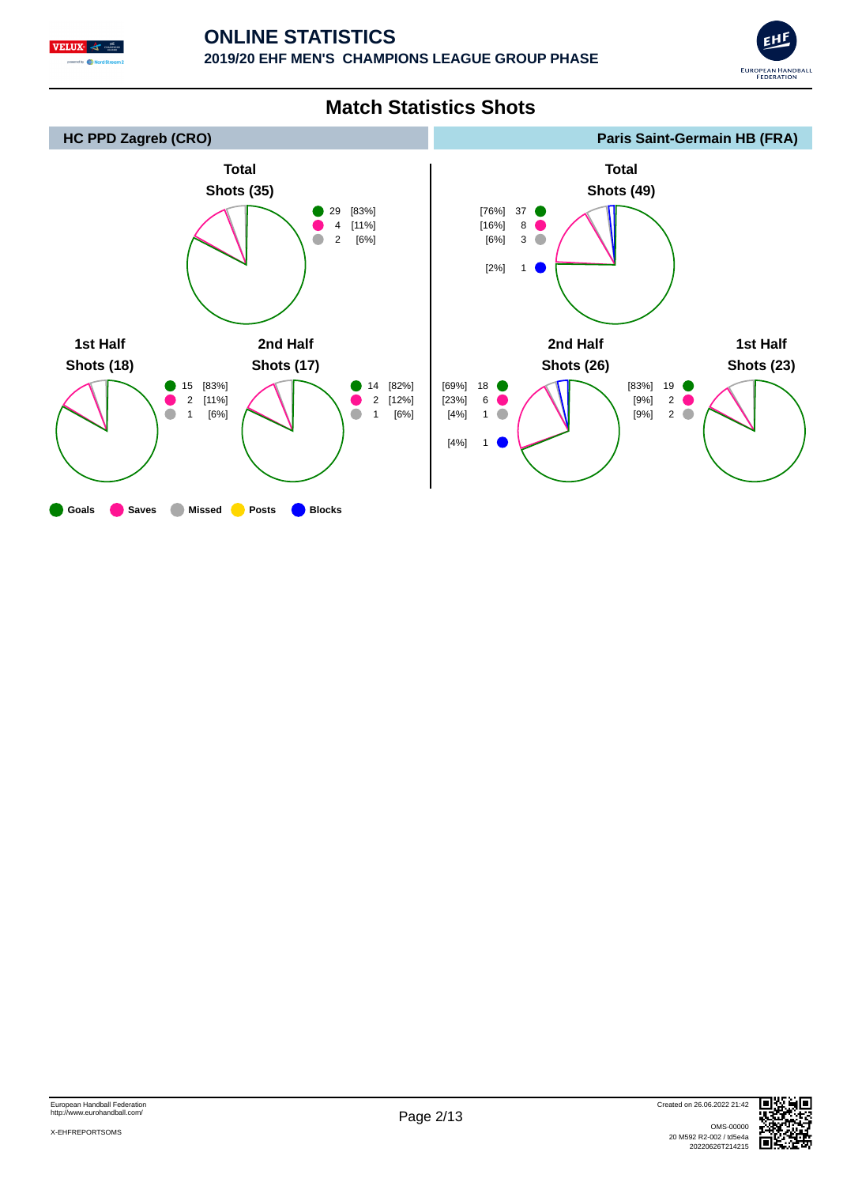# ONLINE STATISTICS

**2019/20 EHF MEN'S CHAMPIONS LEAGUE GROUP PHASE**

## Match Statistics Shots

### HC PPD Zagreb (CRO)

**Total Shots (35)**

| | Count | % |
|---|---|---|
| Goals | 29 | [83%] |
| Saves | 4 | [11%] |
| Missed | 2 | [6%] |

**1st Half Shots (18)**

| | Count | % |
|---|---|---|
| Goals | 15 | [83%] |
| Saves | 2 | [11%] |
| Missed | 1 | [6%] |

**2nd Half Shots (17)**

| | Count | % |
|---|---|---|
| Goals | 14 | [82%] |
| Saves | 2 | [12%] |
| Missed | 1 | [6%] |

### Paris Saint-Germain HB (FRA)

**Total Shots (49)**

| | Count | % |
|---|---|---|
| Goals | 37 | [76%] |
| Saves | 8 | [16%] |
| Missed | 3 | [6%] |
| Blocks | 1 | [2%] |

**2nd Half Shots (26)**

| | Count | % |
|---|---|---|
| Goals | 18 | [69%] |
| Saves | 6 | [23%] |
| Missed | 1 | [4%] |
| Blocks | 1 | [4%] |

**1st Half Shots (23)**

| | Count | % |
|---|---|---|
| Goals | 19 | [83%] |
| Saves | 2 | [9%] |
| Missed | 2 | [9%] |

Goals | Saves | Missed | Posts | Blocks

European Handball Federation
http://www.eurohandball.com/

X-EHFREPORTSOMS

Created on 26.06.2022 21:42

OMS-00000
20 M592 R2-002 / td5e4a
20220626T214215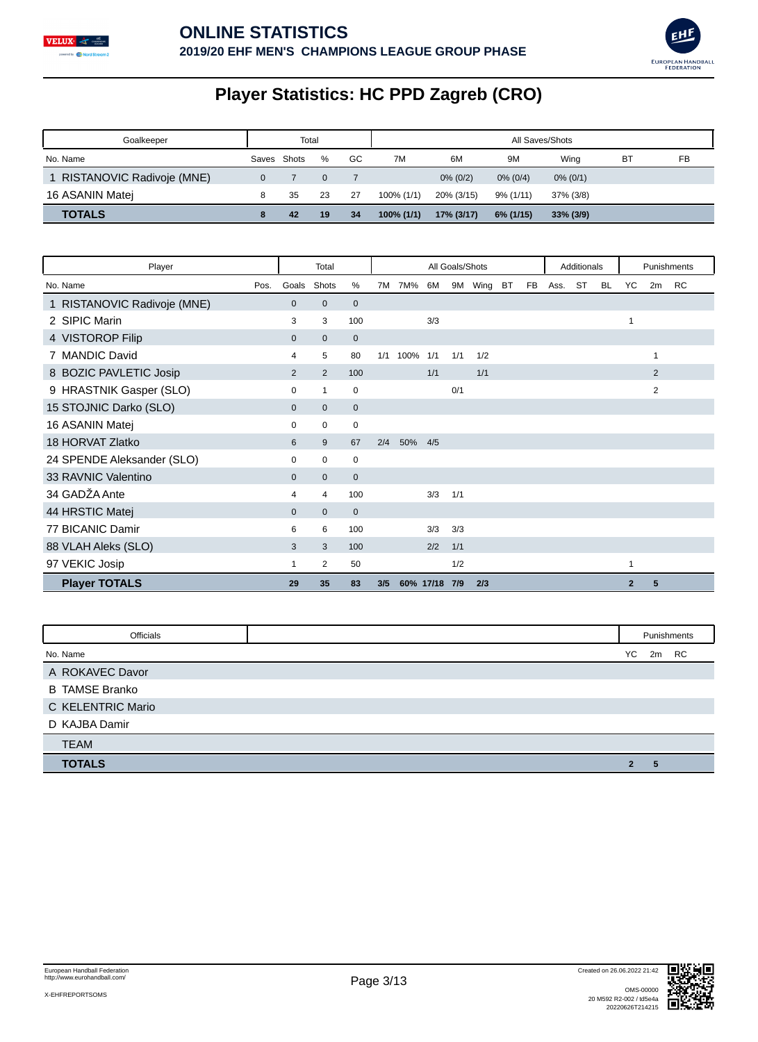# ONLINE STATISTICS

## 2019/20 EHF MEN'S CHAMPIONS LEAGUE GROUP PHASE

# Player Statistics: HC PPD Zagreb (CRO)

| Goalkeeper | Total | | | | All Saves/Shots | | | | | |
|---|---|---|---|---|---|---|---|---|---|---|
| No. Name | Saves | Shots | % | GC | 7M | 6M | 9M | Wing | BT | FB |
| 1 RISTANOVIC Radivoje (MNE) | 0 | 7 | 0 | 7 | | 0% (0/2) | 0% (0/4) | 0% (0/1) | | |
| 16 ASANIN Matej | 8 | 35 | 23 | 27 | 100% (1/1) | 20% (3/15) | 9% (1/11) | 37% (3/8) | | |
| **TOTALS** | **8** | **42** | **19** | **34** | **100% (1/1)** | **17% (3/17)** | **6% (1/15)** | **33% (3/9)** | | |

| Player | | Total | | | All Goals/Shots | | | | | | | Additionals | | | Punishments | | |
|---|---|---|---|---|---|---|---|---|---|---|---|---|---|---|---|---|---|
| No. Name | Pos. | Goals | Shots | % | 7M | 7M% | 6M | 9M | Wing | BT | FB | Ass. | ST | BL | YC | 2m | RC |
| 1 RISTANOVIC Radivoje (MNE) | | 0 | 0 | 0 | | | | | | | | | | | | | |
| 2 SIPIC Marin | | 3 | 3 | 100 | | | 3/3 | | | | | | | | 1 | | |
| 4 VISTOROP Filip | | 0 | 0 | 0 | | | | | | | | | | | | | |
| 7 MANDIC David | | 4 | 5 | 80 | 1/1 | 100% | 1/1 | 1/1 | 1/2 | | | | | | | 1 | |
| 8 BOZIC PAVLETIC Josip | | 2 | 2 | 100 | | | 1/1 | | 1/1 | | | | | | | 2 | |
| 9 HRASTNIK Gasper (SLO) | | 0 | 1 | 0 | | | | 0/1 | | | | | | | | 2 | |
| 15 STOJNIC Darko (SLO) | | 0 | 0 | 0 | | | | | | | | | | | | | |
| 16 ASANIN Matej | | 0 | 0 | 0 | | | | | | | | | | | | | |
| 18 HORVAT Zlatko | | 6 | 9 | 67 | 2/4 | 50% | 4/5 | | | | | | | | | | |
| 24 SPENDE Aleksander (SLO) | | 0 | 0 | 0 | | | | | | | | | | | | | |
| 33 RAVNIC Valentino | | 0 | 0 | 0 | | | | | | | | | | | | | |
| 34 GADŽA Ante | | 4 | 4 | 100 | | | 3/3 | 1/1 | | | | | | | | | |
| 44 HRSTIC Matej | | 0 | 0 | 0 | | | | | | | | | | | | | |
| 77 BICANIC Damir | | 6 | 6 | 100 | | | 3/3 | 3/3 | | | | | | | | | |
| 88 VLAH Aleks (SLO) | | 3 | 3 | 100 | | | 2/2 | 1/1 | | | | | | | | | |
| 97 VEKIC Josip | | 1 | 2 | 50 | | | | 1/2 | | | | | | | 1 | | |
| **Player TOTALS** | | **29** | **35** | **83** | **3/5** | **60%** | **17/18** | **7/9** | **2/3** | | | | | | **2** | **5** | |

| Officials | Punishments | | |
|---|---|---|---|
| No. Name | YC | 2m | RC |
| A ROKAVEC Davor | | | |
| B TAMSE Branko | | | |
| C KELENTRIC Mario | | | |
| D KAJBA Damir | | | |
| TEAM | | | |
| **TOTALS** | **2** | **5** | |

European Handball Federation
http://www.eurohandball.com/

X-EHFREPORTSOMS

Created on 26.06.2022 21:42

OMS-00000
20 M592 R2-002 / td5e4a
20220626T214215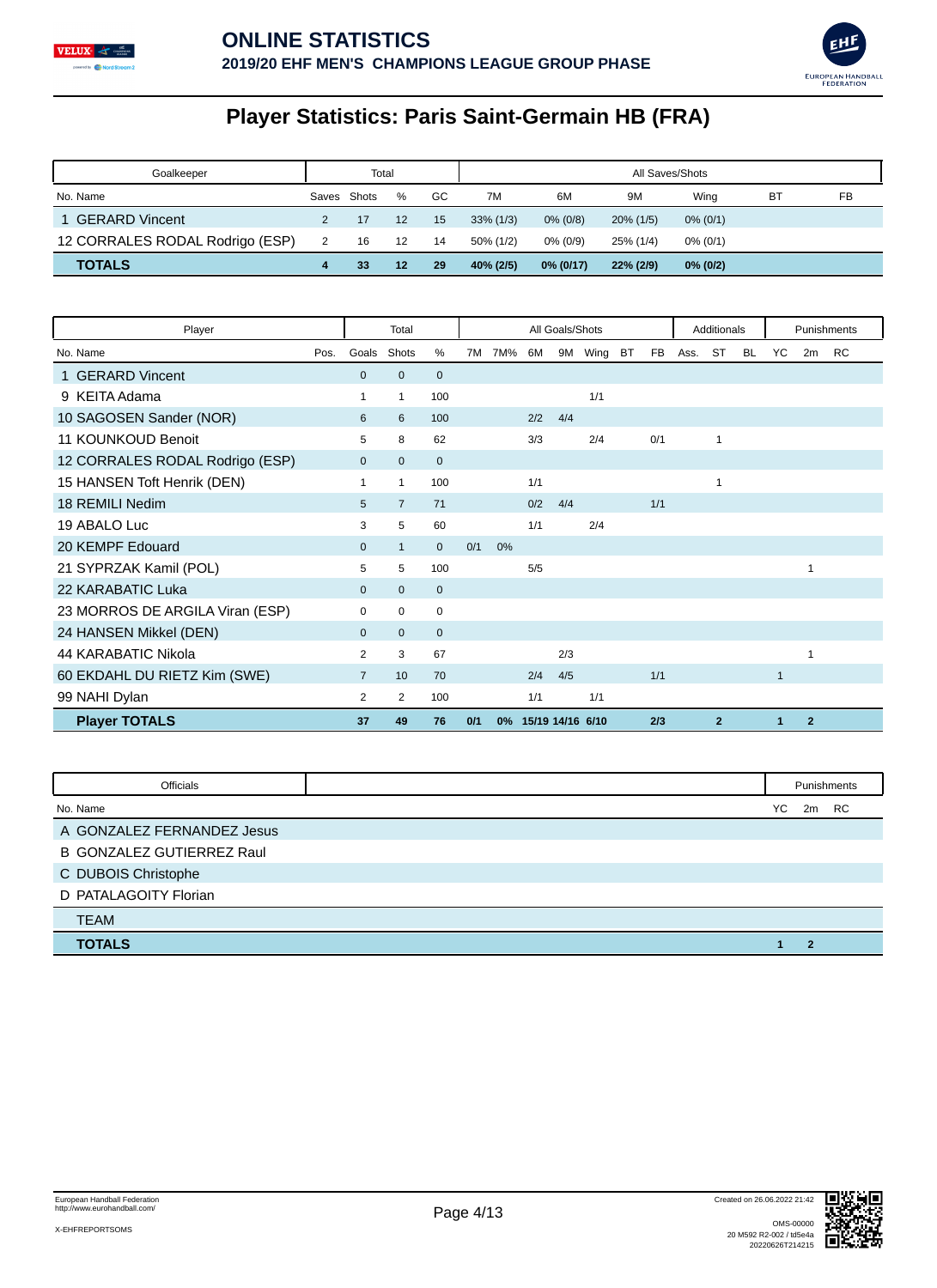# ONLINE STATISTICS

## 2019/20 EHF MEN'S CHAMPIONS LEAGUE GROUP PHASE

# Player Statistics: Paris Saint-Germain HB (FRA)

| Goalkeeper | Total | | | | All Saves/Shots | | | | | |
|---|---|---|---|---|---|---|---|---|---|---|
| No. Name | Saves | Shots | % | GC | 7M | 6M | 9M | Wing | BT | FB |
| 1 GERARD Vincent | 2 | 17 | 12 | 15 | 33% (1/3) | 0% (0/8) | 20% (1/5) | 0% (0/1) | | |
| 12 CORRALES RODAL Rodrigo (ESP) | 2 | 16 | 12 | 14 | 50% (1/2) | 0% (0/9) | 25% (1/4) | 0% (0/1) | | |
| **TOTALS** | **4** | **33** | **12** | **29** | **40% (2/5)** | **0% (0/17)** | **22% (2/9)** | **0% (0/2)** | | |

| Player | | Total | | | All Goals/Shots | | | | | | | Additionals | | | Punishments | | |
|---|---|---|---|---|---|---|---|---|---|---|---|---|---|---|---|---|---|
| No. Name | Pos. | Goals | Shots | % | 7M | 7M% | 6M | 9M | Wing | BT | FB | Ass. | ST | BL | YC | 2m | RC |
| 1 GERARD Vincent | | 0 | 0 | 0 | | | | | | | | | | | | | |
| 9 KEITA Adama | | 1 | 1 | 100 | | | | | 1/1 | | | | | | | | |
| 10 SAGOSEN Sander (NOR) | | 6 | 6 | 100 | | | 2/2 | 4/4 | | | | | | | | | |
| 11 KOUNKOUD Benoit | | 5 | 8 | 62 | | | 3/3 | | 2/4 | | 0/1 | | 1 | | | | |
| 12 CORRALES RODAL Rodrigo (ESP) | | 0 | 0 | 0 | | | | | | | | | | | | | |
| 15 HANSEN Toft Henrik (DEN) | | 1 | 1 | 100 | | | 1/1 | | | | | | 1 | | | | |
| 18 REMILI Nedim | | 5 | 7 | 71 | | | 0/2 | 4/4 | | | 1/1 | | | | | | |
| 19 ABALO Luc | | 3 | 5 | 60 | | | 1/1 | | 2/4 | | | | | | | | |
| 20 KEMPF Edouard | | 0 | 1 | 0 | 0/1 | 0% | | | | | | | | | | | |
| 21 SYPRZAK Kamil (POL) | | 5 | 5 | 100 | | | 5/5 | | | | | | | | | 1 | |
| 22 KARABATIC Luka | | 0 | 0 | 0 | | | | | | | | | | | | | |
| 23 MORROS DE ARGILA Viran (ESP) | | 0 | 0 | 0 | | | | | | | | | | | | | |
| 24 HANSEN Mikkel (DEN) | | 0 | 0 | 0 | | | | | | | | | | | | | |
| 44 KARABATIC Nikola | | 2 | 3 | 67 | | | | 2/3 | | | | | | | | 1 | |
| 60 EKDAHL DU RIETZ Kim (SWE) | | 7 | 10 | 70 | | | 2/4 | 4/5 | | | 1/1 | | | | 1 | | |
| 99 NAHI Dylan | | 2 | 2 | 100 | | | 1/1 | | 1/1 | | | | | | | | |
| **Player TOTALS** | | **37** | **49** | **76** | **0/1** | **0%** | **15/19** | **14/16** | **6/10** | | **2/3** | | **2** | | **1** | **2** | |

| Officials | Punishments | | |
|---|---|---|---|
| No. Name | YC | 2m | RC |
| A GONZALEZ FERNANDEZ Jesus | | | |
| B GONZALEZ GUTIERREZ Raul | | | |
| C DUBOIS Christophe | | | |
| D PATALAGOITY Florian | | | |
| TEAM | | | |
| **TOTALS** | **1** | **2** | |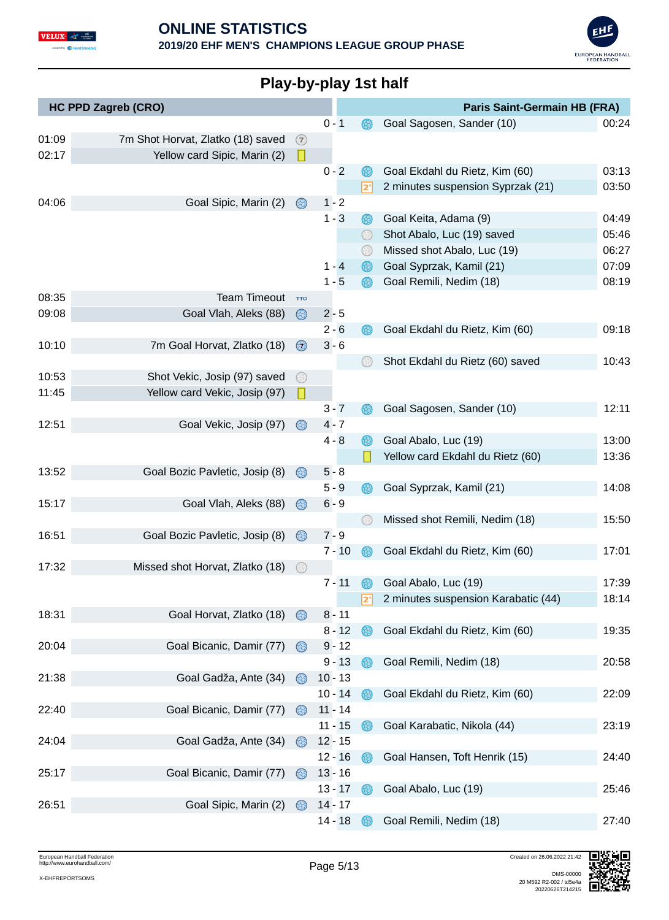# ONLINE STATISTICS

## 2019/20 EHF MEN'S CHAMPIONS LEAGUE GROUP PHASE

## Play-by-play 1st half

| Time | HC PPD Zagreb (CRO) | Score | Paris Saint-Germain HB (FRA) | Time |
|---|---|---|---|---|
| | | 0 - 1 | Goal Sagosen, Sander (10) | 00:24 |
| 01:09 | 7m Shot Horvat, Zlatko (18) saved | | | |
| 02:17 | Yellow card Sipic, Marin (2) | | | |
| | | 0 - 2 | Goal Ekdahl du Rietz, Kim (60) | 03:13 |
| | | | 2 minutes suspension Syprzak (21) | 03:50 |
| 04:06 | Goal Sipic, Marin (2) | 1 - 2 | | |
| | | 1 - 3 | Goal Keita, Adama (9) | 04:49 |
| | | | Shot Abalo, Luc (19) saved | 05:46 |
| | | | Missed shot Abalo, Luc (19) | 06:27 |
| | | 1 - 4 | Goal Syprzak, Kamil (21) | 07:09 |
| | | 1 - 5 | Goal Remili, Nedim (18) | 08:19 |
| 08:35 | Team Timeout | | | |
| 09:08 | Goal Vlah, Aleks (88) | 2 - 5 | | |
| | | 2 - 6 | Goal Ekdahl du Rietz, Kim (60) | 09:18 |
| 10:10 | 7m Goal Horvat, Zlatko (18) | 3 - 6 | | |
| | | | Shot Ekdahl du Rietz (60) saved | 10:43 |
| 10:53 | Shot Vekic, Josip (97) saved | | | |
| 11:45 | Yellow card Vekic, Josip (97) | | | |
| | | 3 - 7 | Goal Sagosen, Sander (10) | 12:11 |
| 12:51 | Goal Vekic, Josip (97) | 4 - 7 | | |
| | | 4 - 8 | Goal Abalo, Luc (19) | 13:00 |
| | | | Yellow card Ekdahl du Rietz (60) | 13:36 |
| 13:52 | Goal Bozic Pavletic, Josip (8) | 5 - 8 | | |
| | | 5 - 9 | Goal Syprzak, Kamil (21) | 14:08 |
| 15:17 | Goal Vlah, Aleks (88) | 6 - 9 | | |
| | | | Missed shot Remili, Nedim (18) | 15:50 |
| 16:51 | Goal Bozic Pavletic, Josip (8) | 7 - 9 | | |
| | | 7 - 10 | Goal Ekdahl du Rietz, Kim (60) | 17:01 |
| 17:32 | Missed shot Horvat, Zlatko (18) | | | |
| | | 7 - 11 | Goal Abalo, Luc (19) | 17:39 |
| | | | 2 minutes suspension Karabatic (44) | 18:14 |
| 18:31 | Goal Horvat, Zlatko (18) | 8 - 11 | | |
| | | 8 - 12 | Goal Ekdahl du Rietz, Kim (60) | 19:35 |
| 20:04 | Goal Bicanic, Damir (77) | 9 - 12 | | |
| | | 9 - 13 | Goal Remili, Nedim (18) | 20:58 |
| 21:38 | Goal Gadža, Ante (34) | 10 - 13 | | |
| | | 10 - 14 | Goal Ekdahl du Rietz, Kim (60) | 22:09 |
| 22:40 | Goal Bicanic, Damir (77) | 11 - 14 | | |
| | | 11 - 15 | Goal Karabatic, Nikola (44) | 23:19 |
| 24:04 | Goal Gadža, Ante (34) | 12 - 15 | | |
| | | 12 - 16 | Goal Hansen, Toft Henrik (15) | 24:40 |
| 25:17 | Goal Bicanic, Damir (77) | 13 - 16 | | |
| | | 13 - 17 | Goal Abalo, Luc (19) | 25:46 |
| 26:51 | Goal Sipic, Marin (2) | 14 - 17 | | |
| | | 14 - 18 | Goal Remili, Nedim (18) | 27:40 |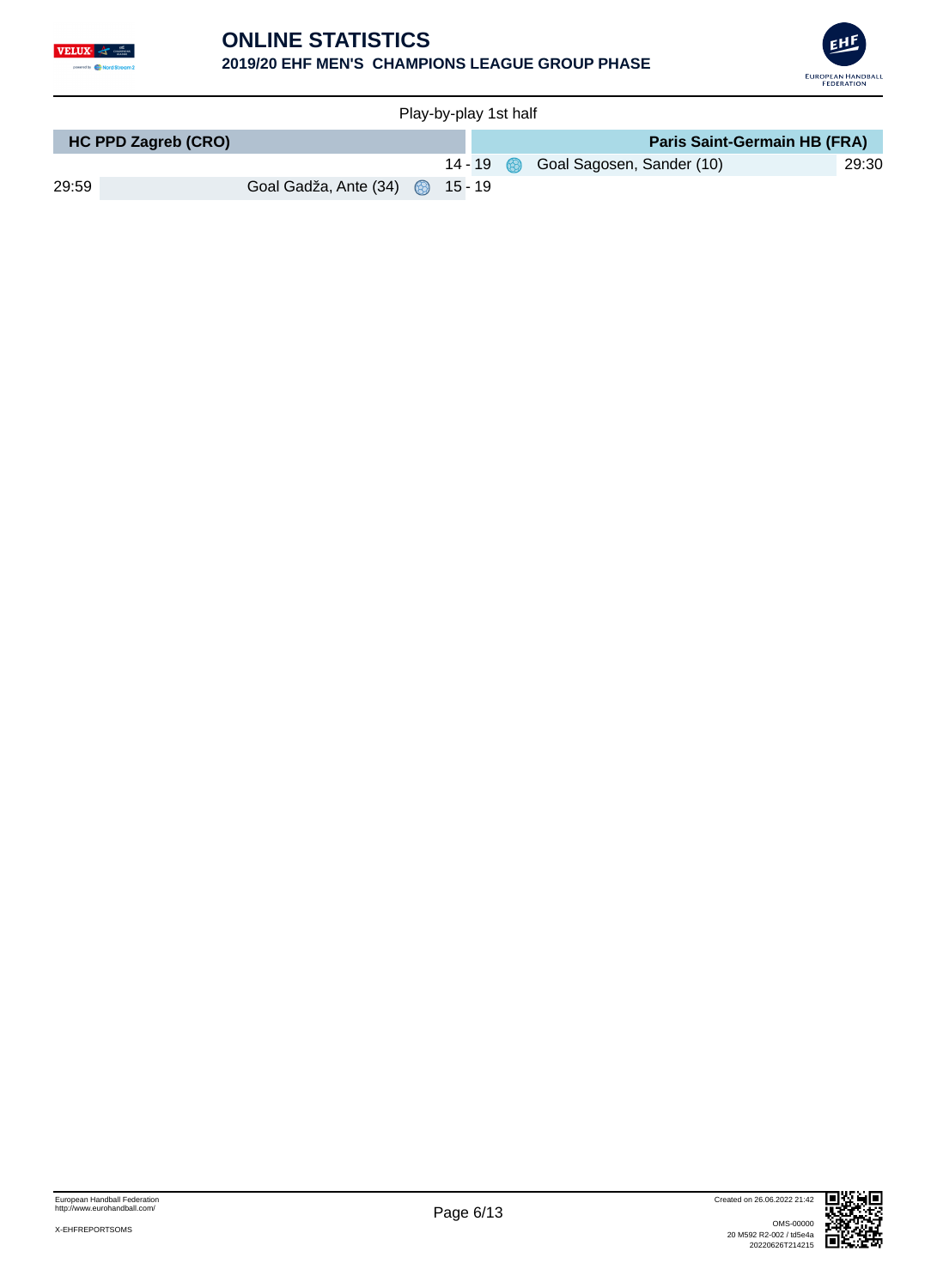Play-by-play 1st half

| Time | HC PPD Zagreb (CRO) | Score | Paris Saint-Germain HB (FRA) | Time |
|---|---|---|---|---|
| | | 14 - 19 | Goal Sagosen, Sander (10) | 29:30 |
| 29:59 | Goal Gadža, Ante (34) | 15 - 19 | | |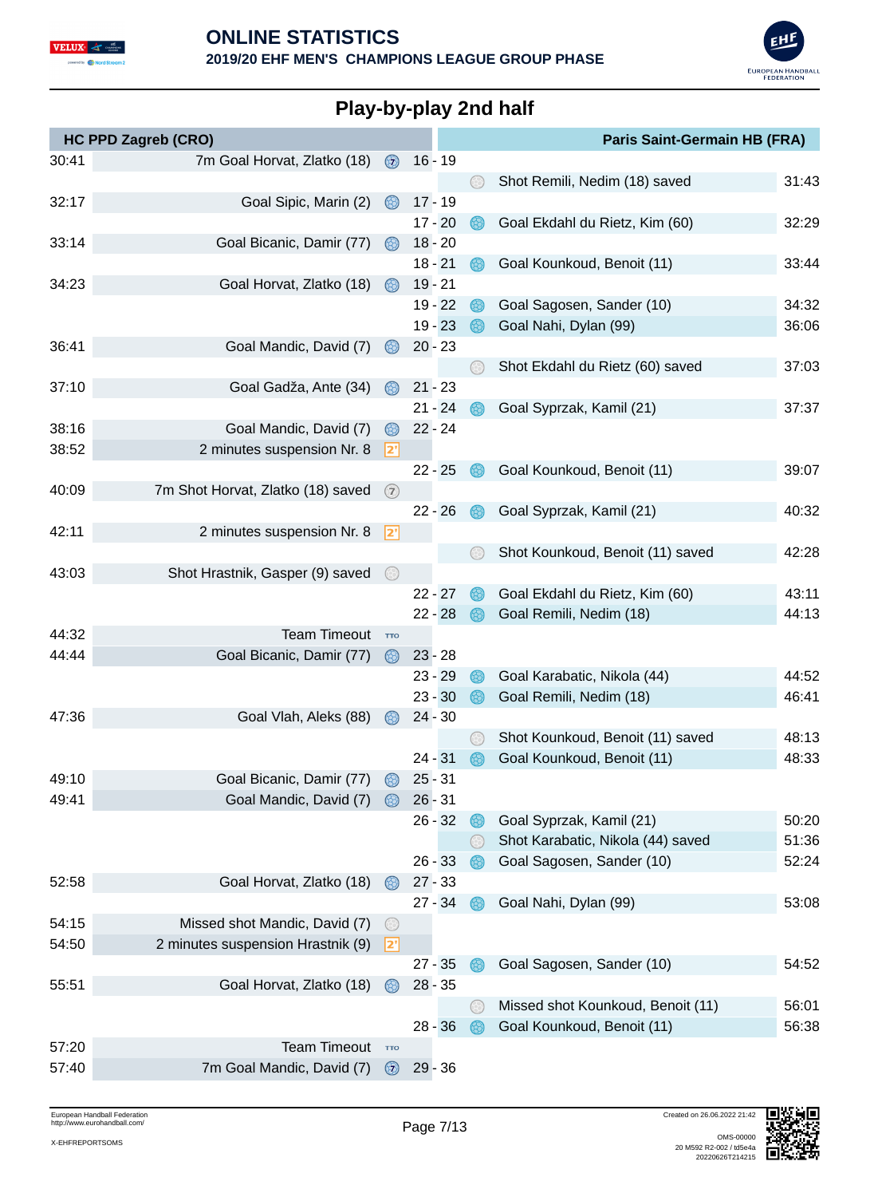# ONLINE STATISTICS

**2019/20 EHF MEN'S CHAMPIONS LEAGUE GROUP PHASE**

## Play-by-play 2nd half

| Time | HC PPD Zagreb (CRO) | Score | Paris Saint-Germain HB (FRA) | Time |
|---|---|---|---|---|
| 30:41 | 7m Goal Horvat, Zlatko (18) | 16 - 19 | | |
| | | | Shot Remili, Nedim (18) saved | 31:43 |
| 32:17 | Goal Sipic, Marin (2) | 17 - 19 | | |
| | | 17 - 20 | Goal Ekdahl du Rietz, Kim (60) | 32:29 |
| 33:14 | Goal Bicanic, Damir (77) | 18 - 20 | | |
| | | 18 - 21 | Goal Kounkoud, Benoit (11) | 33:44 |
| 34:23 | Goal Horvat, Zlatko (18) | 19 - 21 | | |
| | | 19 - 22 | Goal Sagosen, Sander (10) | 34:32 |
| | | 19 - 23 | Goal Nahi, Dylan (99) | 36:06 |
| 36:41 | Goal Mandic, David (7) | 20 - 23 | | |
| | | | Shot Ekdahl du Rietz (60) saved | 37:03 |
| 37:10 | Goal Gadža, Ante (34) | 21 - 23 | | |
| | | 21 - 24 | Goal Syprzak, Kamil (21) | 37:37 |
| 38:16 | Goal Mandic, David (7) | 22 - 24 | | |
| 38:52 | 2 minutes suspension Nr. 8 | | | |
| | | 22 - 25 | Goal Kounkoud, Benoit (11) | 39:07 |
| 40:09 | 7m Shot Horvat, Zlatko (18) saved | | | |
| | | 22 - 26 | Goal Syprzak, Kamil (21) | 40:32 |
| 42:11 | 2 minutes suspension Nr. 8 | | | |
| | | | Shot Kounkoud, Benoit (11) saved | 42:28 |
| 43:03 | Shot Hrastnik, Gasper (9) saved | | | |
| | | 22 - 27 | Goal Ekdahl du Rietz, Kim (60) | 43:11 |
| | | 22 - 28 | Goal Remili, Nedim (18) | 44:13 |
| 44:32 | Team Timeout | | | |
| 44:44 | Goal Bicanic, Damir (77) | 23 - 28 | | |
| | | 23 - 29 | Goal Karabatic, Nikola (44) | 44:52 |
| | | 23 - 30 | Goal Remili, Nedim (18) | 46:41 |
| 47:36 | Goal Vlah, Aleks (88) | 24 - 30 | | |
| | | | Shot Kounkoud, Benoit (11) saved | 48:13 |
| | | 24 - 31 | Goal Kounkoud, Benoit (11) | 48:33 |
| 49:10 | Goal Bicanic, Damir (77) | 25 - 31 | | |
| 49:41 | Goal Mandic, David (7) | 26 - 31 | | |
| | | 26 - 32 | Goal Syprzak, Kamil (21) | 50:20 |
| | | | Shot Karabatic, Nikola (44) saved | 51:36 |
| | | 26 - 33 | Goal Sagosen, Sander (10) | 52:24 |
| 52:58 | Goal Horvat, Zlatko (18) | 27 - 33 | | |
| | | 27 - 34 | Goal Nahi, Dylan (99) | 53:08 |
| 54:15 | Missed shot Mandic, David (7) | | | |
| 54:50 | 2 minutes suspension Hrastnik (9) | | | |
| | | 27 - 35 | Goal Sagosen, Sander (10) | 54:52 |
| 55:51 | Goal Horvat, Zlatko (18) | 28 - 35 | | |
| | | | Missed shot Kounkoud, Benoit (11) | 56:01 |
| | | 28 - 36 | Goal Kounkoud, Benoit (11) | 56:38 |
| 57:20 | Team Timeout | | | |
| 57:40 | 7m Goal Mandic, David (7) | 29 - 36 | | |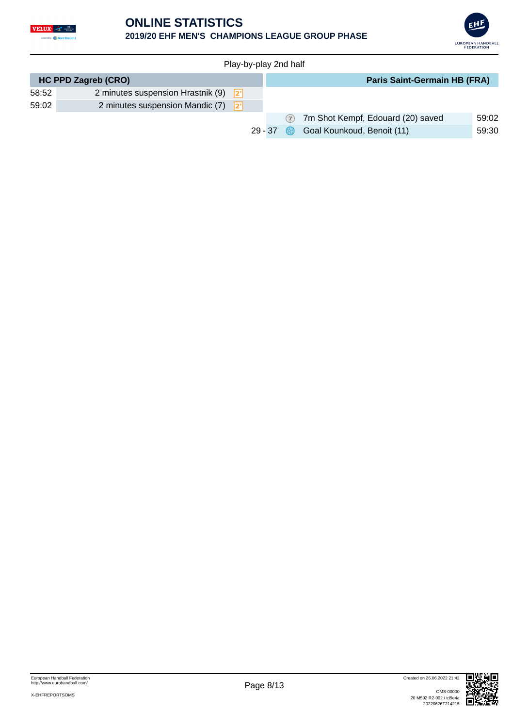# ONLINE STATISTICS

## 2019/20 EHF MEN'S CHAMPIONS LEAGUE GROUP PHASE

Play-by-play 2nd half

| Time | HC PPD Zagreb (CRO) | Score | Paris Saint-Germain HB (FRA) | Time |
|---|---|---|---|---|
| 58:52 | 2 minutes suspension Hrastnik (9) | | | |
| 59:02 | 2 minutes suspension Mandic (7) | | | |
| | | | 7m Shot Kempf, Edouard (20) saved | 59:02 |
| | | 29 - 37 | Goal Kounkoud, Benoit (11) | 59:30 |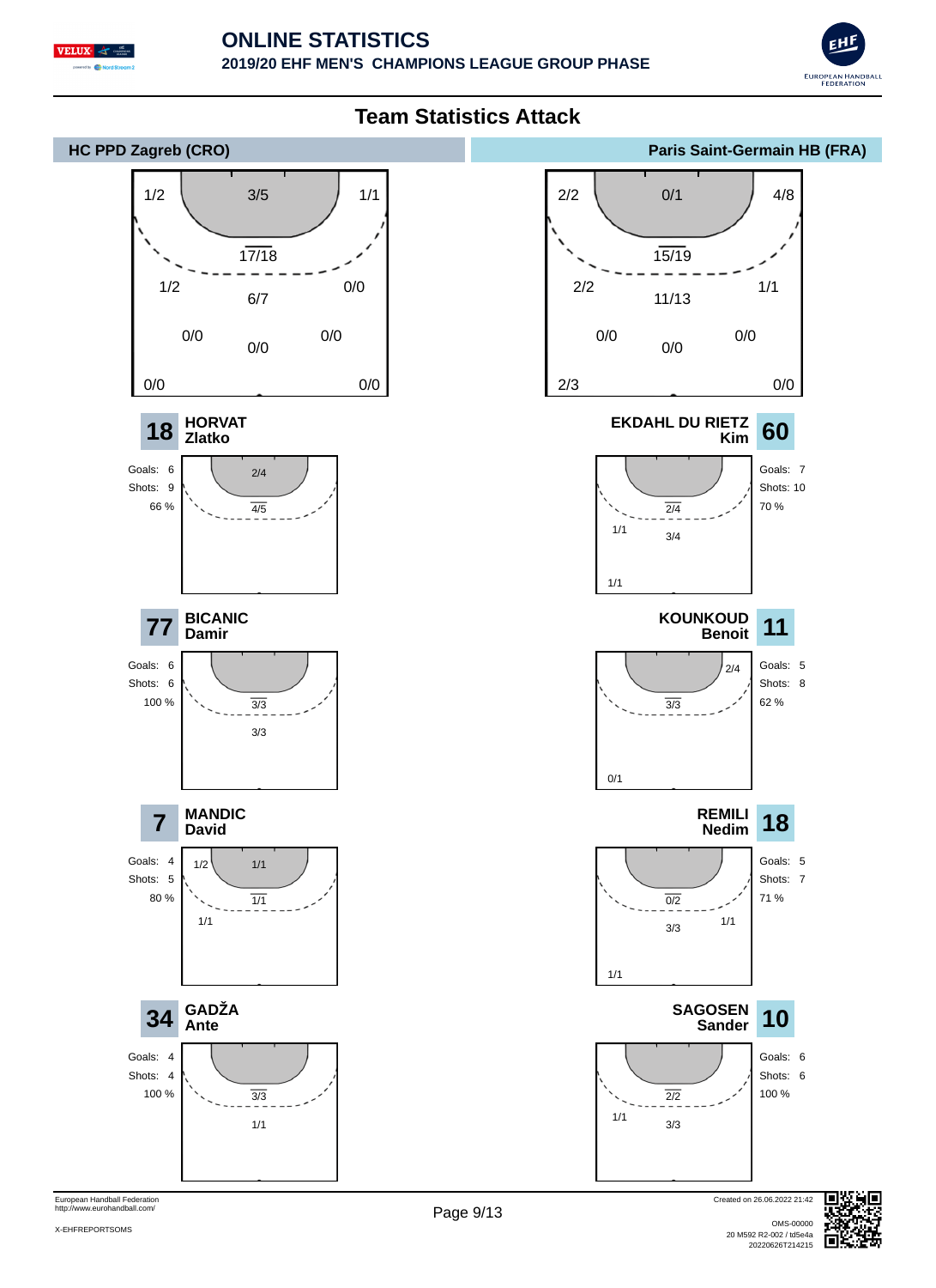# ONLINE STATISTICS

## 2019/20 EHF MEN'S CHAMPIONS LEAGUE GROUP PHASE

## Team Statistics Attack

### HC PPD Zagreb (CRO)

Team shot chart:

| Position | Shots |
|---|---|
| Left wing | 1/2 |
| 9m centre (top) | 3/5 |
| Right wing | 1/1 |
| 6m | 17/18 |
| Left 9m | 1/2 |
| Centre 9m | 6/7 |
| Right 9m | 0/0 |
| Left back far | 0/0 |
| Centre far | 0/0 |
| Right back far | 0/0 |
| Left far | 0/0 |
| Right far | 0/0 |

**18 HORVAT Zlatko**
Goals: 6
Shots: 9
66 %
Shot chart: 2/4, 4/5

**77 BICANIC Damir**
Goals: 6
Shots: 6
100 %
Shot chart: 3/3, 3/3

**7 MANDIC David**
Goals: 4
Shots: 5
80 %
Shot chart: 1/2, 1/1, 1/1, 1/1

**34 GADŽA Ante**
Goals: 4
Shots: 4
100 %
Shot chart: 3/3, 1/1

### Paris Saint-Germain HB (FRA)

Team shot chart:

| Position | Shots |
|---|---|
| Left wing | 2/2 |
| 9m centre (top) | 0/1 |
| Right wing | 4/8 |
| 6m | 15/19 |
| Left 9m | 2/2 |
| Centre 9m | 11/13 |
| Right 9m | 1/1 |
| Left back far | 0/0 |
| Centre far | 0/0 |
| Right back far | 0/0 |
| Left far | 2/3 |
| Right far | 0/0 |

**60 EKDAHL DU RIETZ Kim**
Goals: 7
Shots: 10
70 %
Shot chart: 2/4, 1/1, 3/4, 1/1

**11 KOUNKOUD Benoit**
Goals: 5
Shots: 8
62 %
Shot chart: 2/4, 3/3, 0/1

**18 REMILI Nedim**
Goals: 5
Shots: 7
71 %
Shot chart: 0/2, 3/3, 1/1, 1/1

**10 SAGOSEN Sander**
Goals: 6
Shots: 6
100 %
Shot chart: 2/2, 1/1, 3/3

European Handball Federation
http://www.eurohandball.com/

X-EHFREPORTSOMS

Created on 26.06.2022 21:42

OMS-00000
20 M592 R2-002 / td5e4a
20220626T214215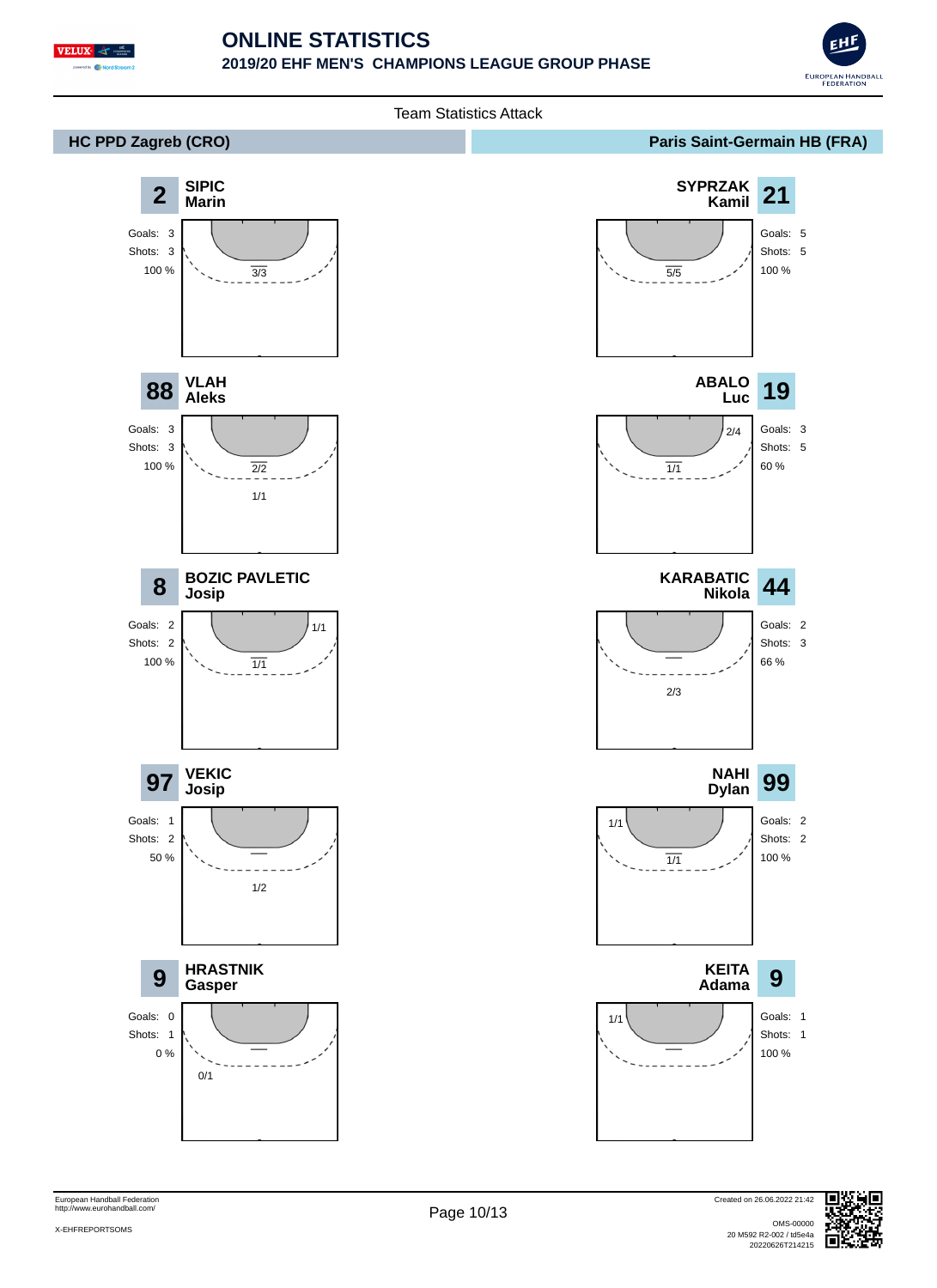# ONLINE STATISTICS

## 2019/20 EHF MEN'S CHAMPIONS LEAGUE GROUP PHASE

### Team Statistics Attack

## HC PPD Zagreb (CRO)

**2 SIPIC Marin**

Goals: 3
Shots: 3
100 %

3/3

**88 VLAH Aleks**

Goals: 3
Shots: 3
100 %

2/2
1/1

**8 BOZIC PAVLETIC Josip**

Goals: 2
Shots: 2
100 %

1/1
1/1

**97 VEKIC Josip**

Goals: 1
Shots: 2
50 %

1/2

**9 HRASTNIK Gasper**

Goals: 0
Shots: 1
0 %

0/1

## Paris Saint-Germain HB (FRA)

**21 SYPRZAK Kamil**

Goals: 5
Shots: 5
100 %

5/5

**19 ABALO Luc**

Goals: 3
Shots: 5
60 %

2/4
1/1

**44 KARABATIC Nikola**

Goals: 2
Shots: 3
66 %

2/3

**99 NAHI Dylan**

Goals: 2
Shots: 2
100 %

1/1
1/1

**9 KEITA Adama**

Goals: 1
Shots: 1
100 %

1/1

European Handball Federation
http://www.eurohandball.com/

X-EHFREPORTSOMS

Created on 26.06.2022 21:42

OMS-00000
20 M592 R2-002 / td5e4a
20220626T214215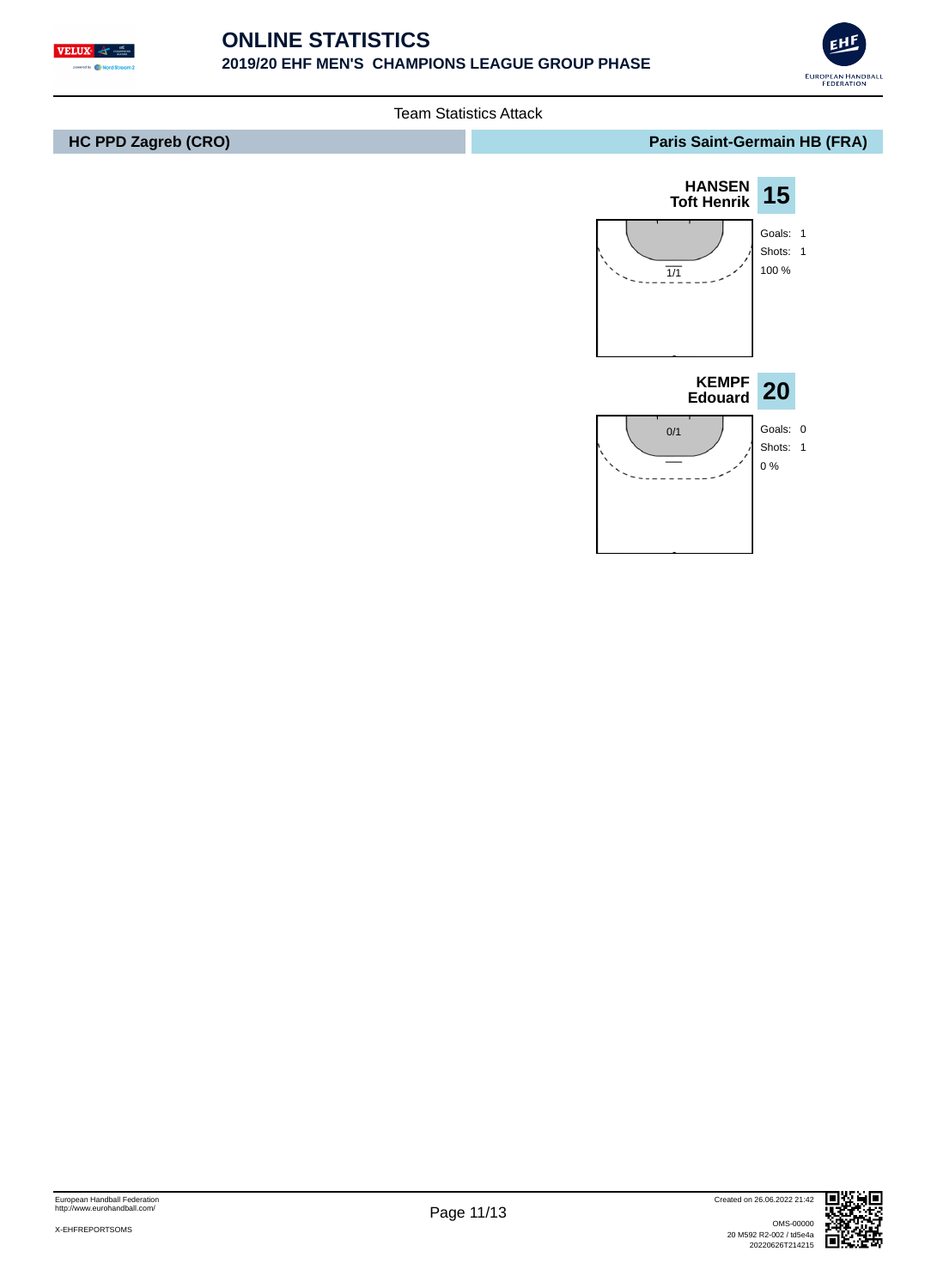## Team Statistics Attack

| HC PPD Zagreb (CRO) | Paris Saint-Germain HB (FRA) |
| --- | --- |

**HANSEN Toft Henrik** — **15**

1/1

Goals: 1
Shots: 1
100 %

**KEMPF Edouard** — **20**

0/1

Goals: 0
Shots: 1
0 %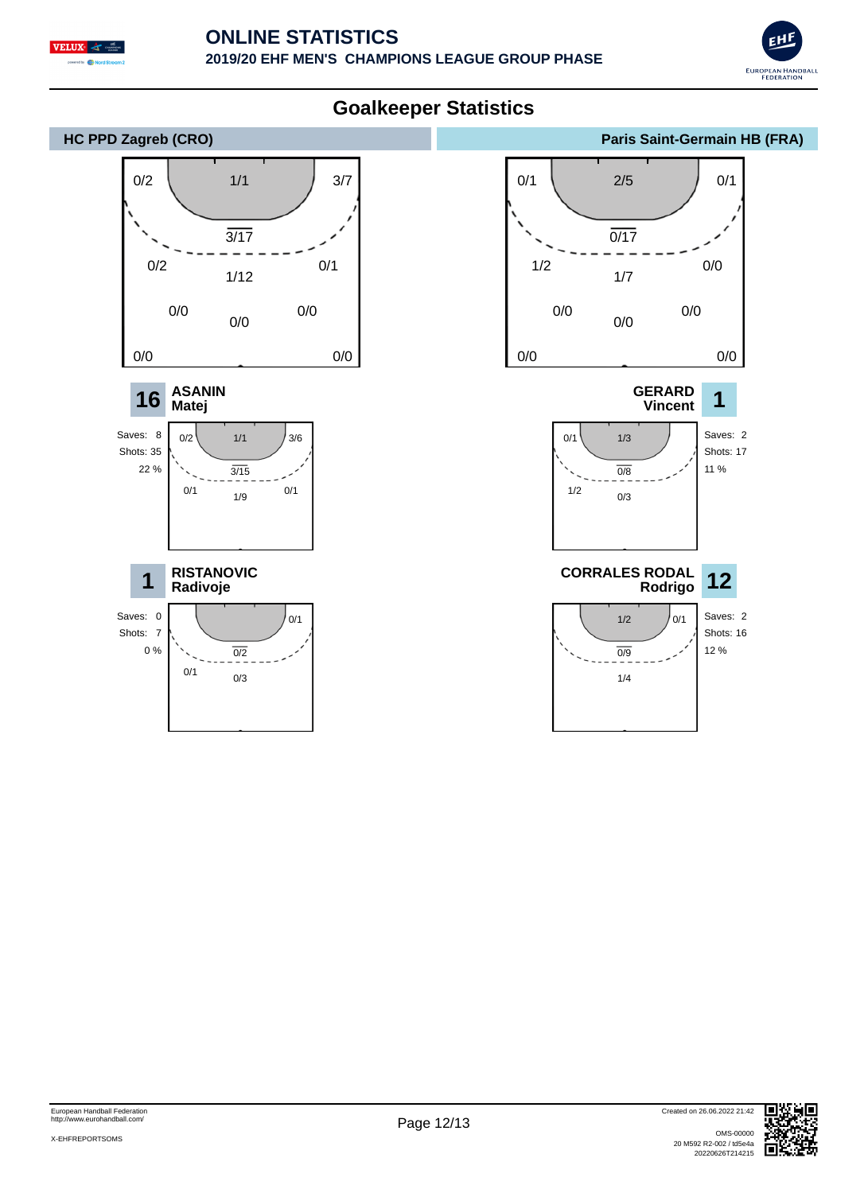# Goalkeeper Statistics

## HC PPD Zagreb (CRO)

**Team goal zones**

| | Left | Center | Right |
|---|---|---|---|
| Top (goal) | 0/2 | 1/1 | 3/7 |
| 6m | | 3/17 | |
| 9m | 0/2 | 1/12 | 0/1 |
| Wing/Far | 0/0 | 0/0 | 0/0 |
| Bottom | 0/0 | | 0/0 |

### 16 ASANIN Matej

Saves: 8
Shots: 35
22 %

| | Left | Center | Right |
|---|---|---|---|
| Goal | 0/2 | 1/1 | 3/6 |
| 6m | | 3/15 | |
| 9m | 0/1 | 1/9 | 0/1 |

### 1 RISTANOVIC Radivoje

Saves: 0
Shots: 7
0 %

| | Left | Center | Right |
|---|---|---|---|
| Goal | | | 0/1 |
| 6m | | 0/2 | |
| 9m | 0/1 | 0/3 | |

## Paris Saint-Germain HB (FRA)

**Team goal zones**

| | Left | Center | Right |
|---|---|---|---|
| Top (goal) | 0/1 | 2/5 | 0/1 |
| 6m | | 0/17 | |
| 9m | 1/2 | 1/7 | 0/0 |
| Wing/Far | 0/0 | 0/0 | 0/0 |
| Bottom | 0/0 | | 0/0 |

### 1 GERARD Vincent

Saves: 2
Shots: 17
11 %

| | Left | Center | Right |
|---|---|---|---|
| Goal | 0/1 | 1/3 | |
| 6m | | 0/8 | |
| 9m | 1/2 | 0/3 | |

### 12 CORRALES RODAL Rodrigo

Saves: 2
Shots: 16
12 %

| | Left | Center | Right |
|---|---|---|---|
| Goal | | 1/2 | 0/1 |
| 6m | | 0/9 | |
| 9m | | 1/4 | |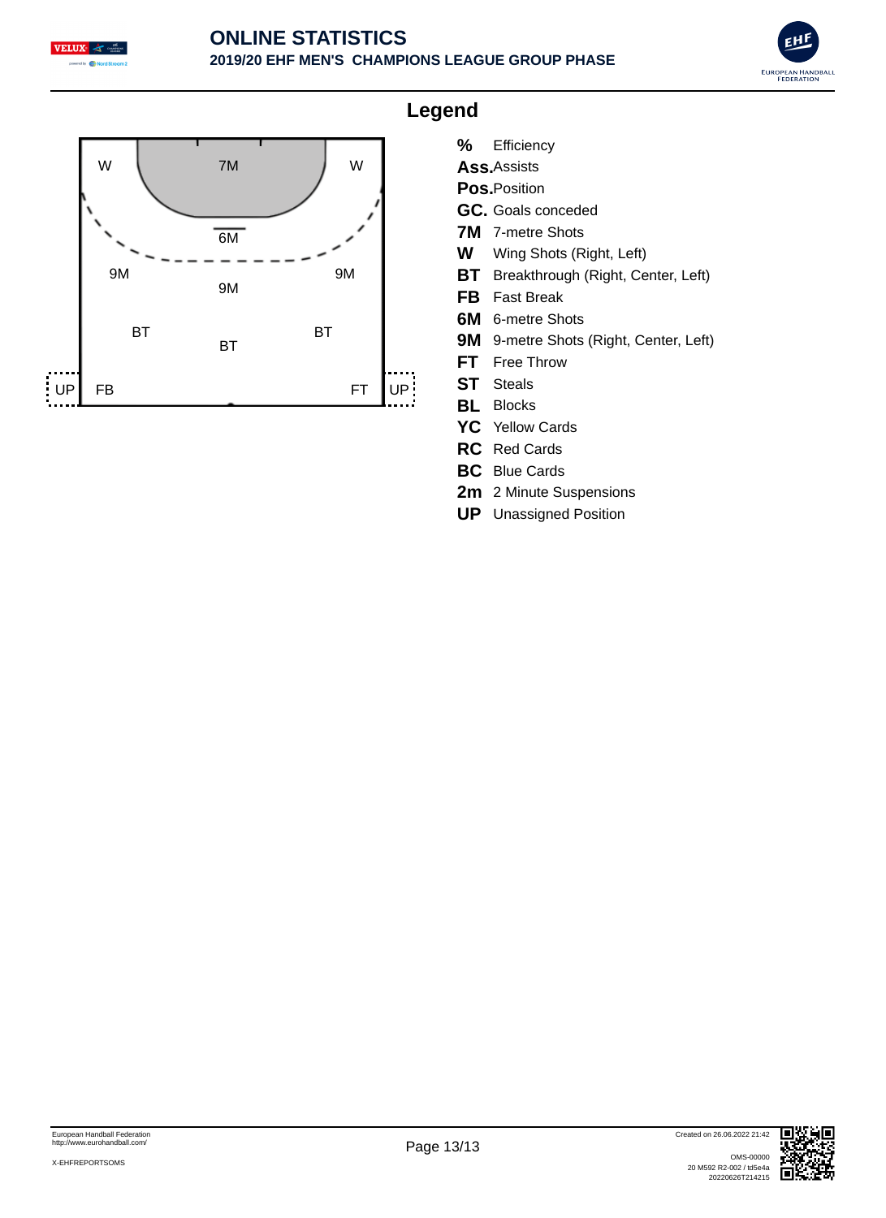# ONLINE STATISTICS

**2019/20 EHF MEN'S CHAMPIONS LEAGUE GROUP PHASE**

W
7M
W
6M
9M
9M
9M
BT
BT
BT
UP
FB
FT
UP

## Legend

- **%** Efficiency
- **Ass.** Assists
- **Pos.** Position
- **GC.** Goals conceded
- **7M** 7-metre Shots
- **W** Wing Shots (Right, Left)
- **BT** Breakthrough (Right, Center, Left)
- **FB** Fast Break
- **6M** 6-metre Shots
- **9M** 9-metre Shots (Right, Center, Left)
- **FT** Free Throw
- **ST** Steals
- **BL** Blocks
- **YC** Yellow Cards
- **RC** Red Cards
- **BC** Blue Cards
- **2m** 2 Minute Suspensions
- **UP** Unassigned Position

European Handball Federation
http://www.eurohandball.com/

X-EHFREPORTSOMS

Created on 26.06.2022 21:42

OMS-00000
20 M592 R2-002 / td5e4a
20220626T214215